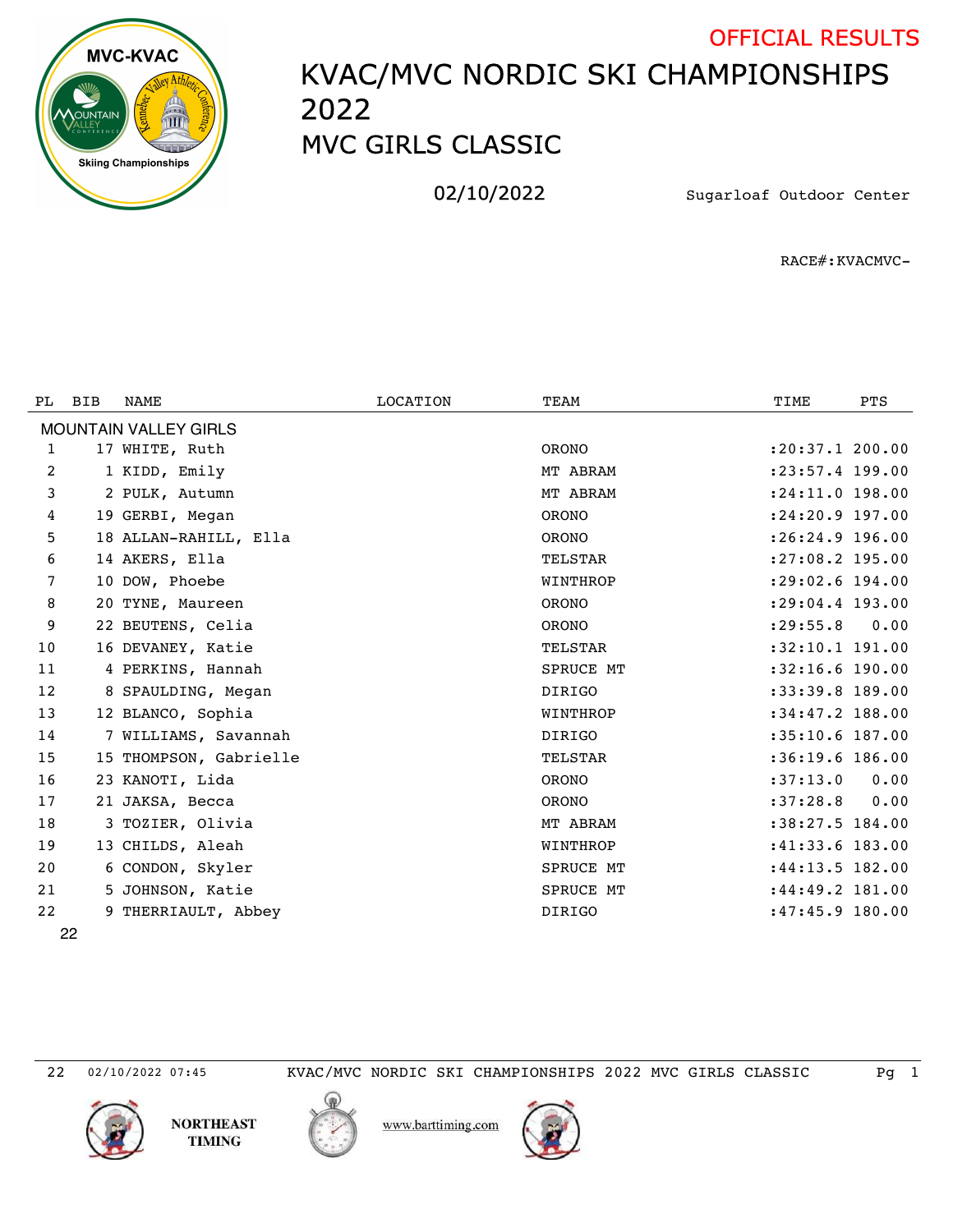OFFICIAL RESULTS

# KVAC/MVC NORDIC SKI CHAMPIONSHIPS 2022

## MVC GIRLS CLASSIC

02/10/2022 Sugarloaf Outdoor Center

RACE#:KVACMVC-

| PL | BIB | NAME | LOCATION | TEAM | TIME | PTS |
|---|---|---|---|---|---|---|
| MOUNTAIN VALLEY GIRLS | | | | | | |
| 1 | 17 | WHITE, Ruth | | ORONO | :20:37.1 | 200.00 |
| 2 | 1 | KIDD, Emily | | MT ABRAM | :23:57.4 | 199.00 |
| 3 | 2 | PULK, Autumn | | MT ABRAM | :24:11.0 | 198.00 |
| 4 | 19 | GERBI, Megan | | ORONO | :24:20.9 | 197.00 |
| 5 | 18 | ALLAN-RAHILL, Ella | | ORONO | :26:24.9 | 196.00 |
| 6 | 14 | AKERS, Ella | | TELSTAR | :27:08.2 | 195.00 |
| 7 | 10 | DOW, Phoebe | | WINTHROP | :29:02.6 | 194.00 |
| 8 | 20 | TYNE, Maureen | | ORONO | :29:04.4 | 193.00 |
| 9 | 22 | BEUTENS, Celia | | ORONO | :29:55.8 | 0.00 |
| 10 | 16 | DEVANEY, Katie | | TELSTAR | :32:10.1 | 191.00 |
| 11 | 4 | PERKINS, Hannah | | SPRUCE MT | :32:16.6 | 190.00 |
| 12 | 8 | SPAULDING, Megan | | DIRIGO | :33:39.8 | 189.00 |
| 13 | 12 | BLANCO, Sophia | | WINTHROP | :34:47.2 | 188.00 |
| 14 | 7 | WILLIAMS, Savannah | | DIRIGO | :35:10.6 | 187.00 |
| 15 | 15 | THOMPSON, Gabrielle | | TELSTAR | :36:19.6 | 186.00 |
| 16 | 23 | KANOTI, Lida | | ORONO | :37:13.0 | 0.00 |
| 17 | 21 | JAKSA, Becca | | ORONO | :37:28.8 | 0.00 |
| 18 | 3 | TOZIER, Olivia | | MT ABRAM | :38:27.5 | 184.00 |
| 19 | 13 | CHILDS, Aleah | | WINTHROP | :41:33.6 | 183.00 |
| 20 | 6 | CONDON, Skyler | | SPRUCE MT | :44:13.5 | 182.00 |
| 21 | 5 | JOHNSON, Katie | | SPRUCE MT | :44:49.2 | 181.00 |
| 22 | 9 | THERRIAULT, Abbey | | DIRIGO | :47:45.9 | 180.00 |

22

22 02/10/2022 07:45 KVAC/MVC NORDIC SKI CHAMPIONSHIPS 2022 MVC GIRLS CLASSIC

NORTHEAST TIMING www.barttiming.com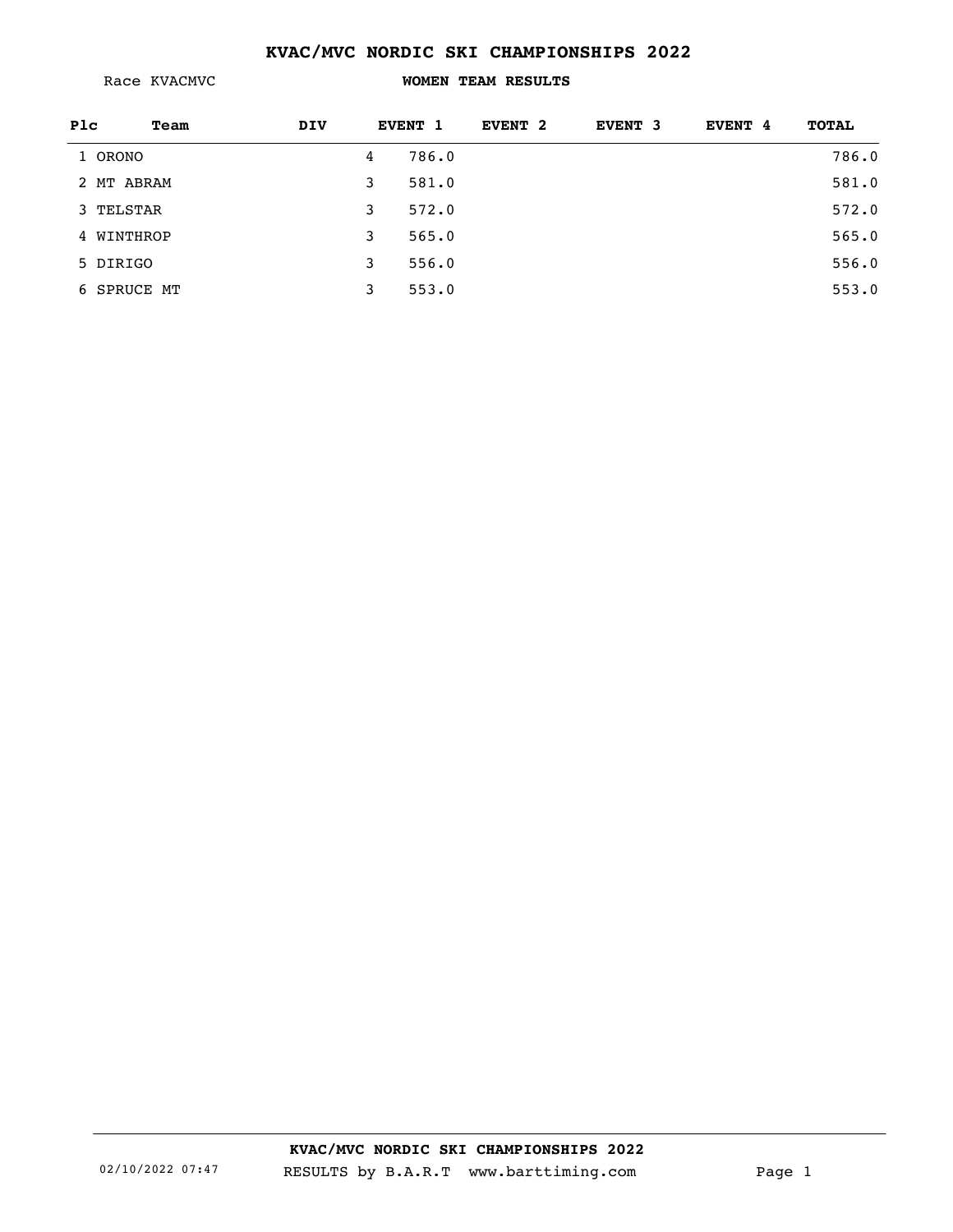# KVAC/MVC NORDIC SKI CHAMPIONSHIPS 2022

Race KVACMVC

**WOMEN TEAM RESULTS**

| Plc | Team | DIV | EVENT 1 | EVENT 2 | EVENT 3 | EVENT 4 | TOTAL |
|---|---|---|---|---|---|---|---|
| 1 | ORONO | | 4 786.0 | | | | 786.0 |
| 2 | MT ABRAM | | 3 581.0 | | | | 581.0 |
| 3 | TELSTAR | | 3 572.0 | | | | 572.0 |
| 4 | WINTHROP | | 3 565.0 | | | | 565.0 |
| 5 | DIRIGO | | 3 556.0 | | | | 556.0 |
| 6 | SPRUCE MT | | 3 553.0 | | | | 553.0 |

02/10/2022 07:47 RESULTS by B.A.R.T www.barttiming.com